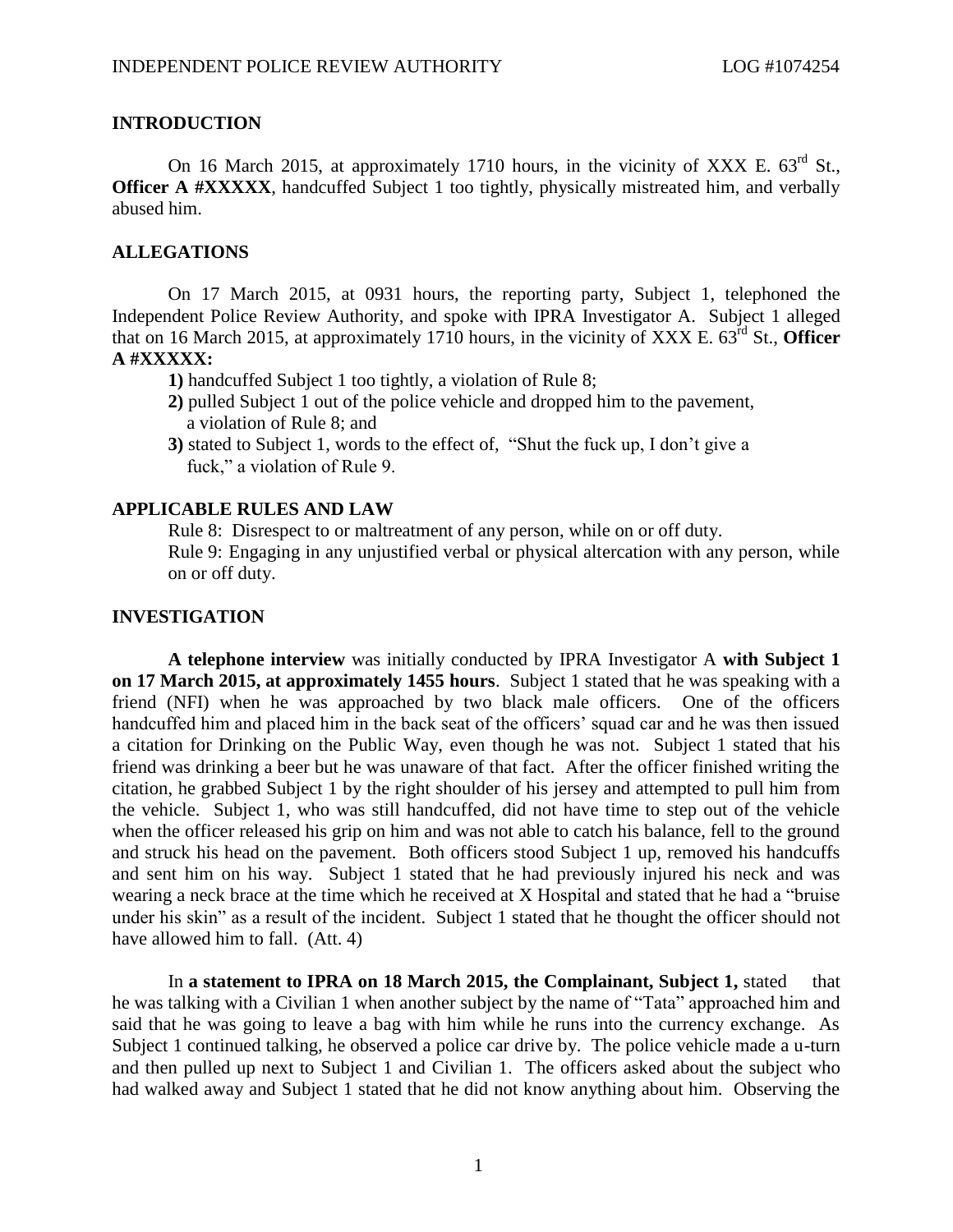## INTRODUCTION

On 16 March 2015, at approximately 1710 hours, in the vicinity of XXX E. 63rd St., **Officer A #XXXXX**, handcuffed Subject 1 too tightly, physically mistreated him, and verbally abused him.

## ALLEGATIONS

On 17 March 2015, at 0931 hours, the reporting party, Subject 1, telephoned the Independent Police Review Authority, and spoke with IPRA Investigator A. Subject 1 alleged that on 16 March 2015, at approximately 1710 hours, in the vicinity of XXX E. 63rd St., **Officer A #XXXXX:**

**1)** handcuffed Subject 1 too tightly, a violation of Rule 8;
**2)** pulled Subject 1 out of the police vehicle and dropped him to the pavement, a violation of Rule 8; and
**3)** stated to Subject 1, words to the effect of, "Shut the fuck up, I don't give a fuck," a violation of Rule 9.

## APPLICABLE RULES AND LAW

Rule 8: Disrespect to or maltreatment of any person, while on or off duty.
Rule 9: Engaging in any unjustified verbal or physical altercation with any person, while on or off duty.

## INVESTIGATION

**A telephone interview** was initially conducted by IPRA Investigator A **with Subject 1 on 17 March 2015, at approximately 1455 hours**. Subject 1 stated that he was speaking with a friend (NFI) when he was approached by two black male officers. One of the officers handcuffed him and placed him in the back seat of the officers' squad car and he was then issued a citation for Drinking on the Public Way, even though he was not. Subject 1 stated that his friend was drinking a beer but he was unaware of that fact. After the officer finished writing the citation, he grabbed Subject 1 by the right shoulder of his jersey and attempted to pull him from the vehicle. Subject 1, who was still handcuffed, did not have time to step out of the vehicle when the officer released his grip on him and was not able to catch his balance, fell to the ground and struck his head on the pavement. Both officers stood Subject 1 up, removed his handcuffs and sent him on his way. Subject 1 stated that he had previously injured his neck and was wearing a neck brace at the time which he received at X Hospital and stated that he had a "bruise under his skin" as a result of the incident. Subject 1 stated that he thought the officer should not have allowed him to fall. (Att. 4)

In **a statement to IPRA on 18 March 2015, the Complainant, Subject 1,** stated that he was talking with a Civilian 1 when another subject by the name of "Tata" approached him and said that he was going to leave a bag with him while he runs into the currency exchange. As Subject 1 continued talking, he observed a police car drive by. The police vehicle made a u-turn and then pulled up next to Subject 1 and Civilian 1. The officers asked about the subject who had walked away and Subject 1 stated that he did not know anything about him. Observing the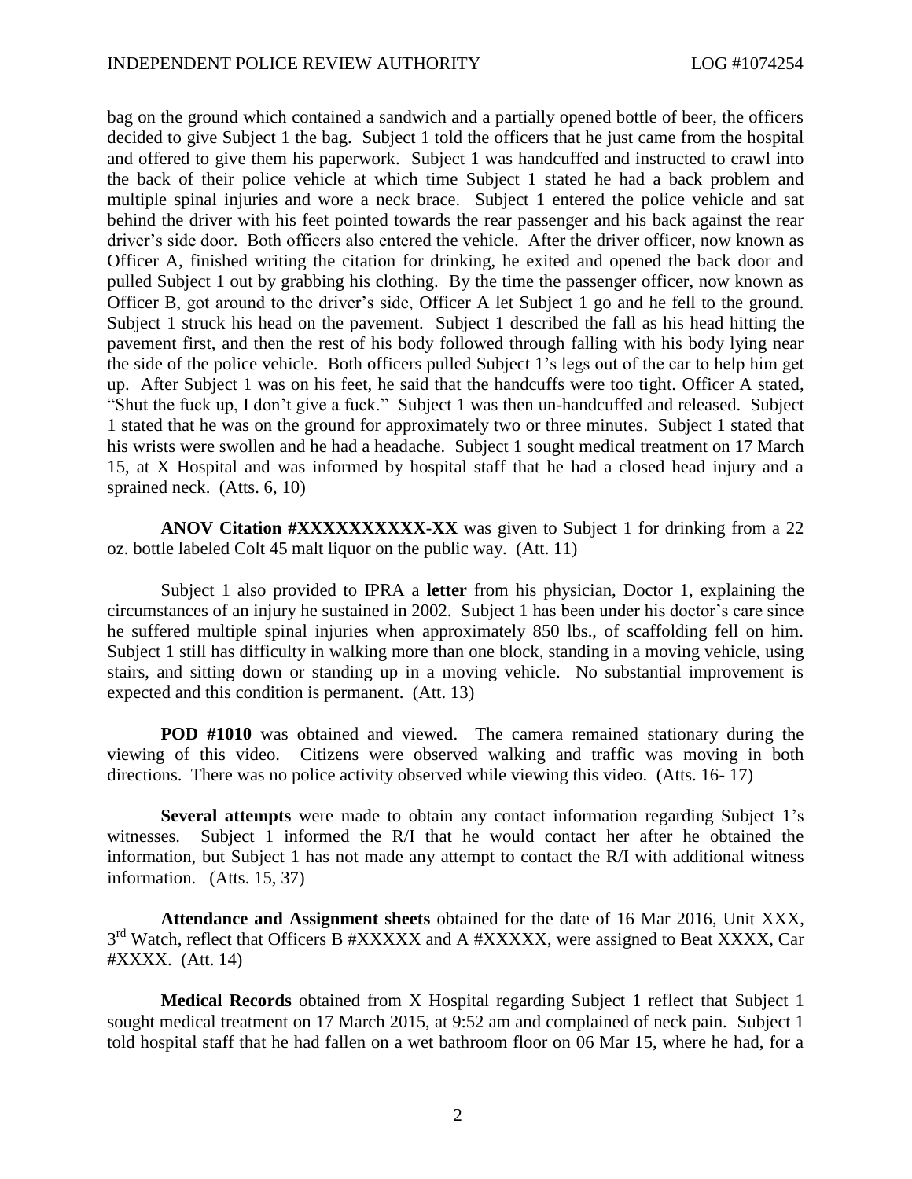bag on the ground which contained a sandwich and a partially opened bottle of beer, the officers decided to give Subject 1 the bag. Subject 1 told the officers that he just came from the hospital and offered to give them his paperwork. Subject 1 was handcuffed and instructed to crawl into the back of their police vehicle at which time Subject 1 stated he had a back problem and multiple spinal injuries and wore a neck brace. Subject 1 entered the police vehicle and sat behind the driver with his feet pointed towards the rear passenger and his back against the rear driver's side door. Both officers also entered the vehicle. After the driver officer, now known as Officer A, finished writing the citation for drinking, he exited and opened the back door and pulled Subject 1 out by grabbing his clothing. By the time the passenger officer, now known as Officer B, got around to the driver's side, Officer A let Subject 1 go and he fell to the ground. Subject 1 struck his head on the pavement. Subject 1 described the fall as his head hitting the pavement first, and then the rest of his body followed through falling with his body lying near the side of the police vehicle. Both officers pulled Subject 1's legs out of the car to help him get up. After Subject 1 was on his feet, he said that the handcuffs were too tight. Officer A stated, "Shut the fuck up, I don't give a fuck." Subject 1 was then un-handcuffed and released. Subject 1 stated that he was on the ground for approximately two or three minutes. Subject 1 stated that his wrists were swollen and he had a headache. Subject 1 sought medical treatment on 17 March 15, at X Hospital and was informed by hospital staff that he had a closed head injury and a sprained neck. (Atts. 6, 10)

**ANOV Citation #XXXXXXXXXX-XX** was given to Subject 1 for drinking from a 22 oz. bottle labeled Colt 45 malt liquor on the public way. (Att. 11)

Subject 1 also provided to IPRA a **letter** from his physician, Doctor 1, explaining the circumstances of an injury he sustained in 2002. Subject 1 has been under his doctor's care since he suffered multiple spinal injuries when approximately 850 lbs., of scaffolding fell on him. Subject 1 still has difficulty in walking more than one block, standing in a moving vehicle, using stairs, and sitting down or standing up in a moving vehicle. No substantial improvement is expected and this condition is permanent. (Att. 13)

**POD #1010** was obtained and viewed. The camera remained stationary during the viewing of this video. Citizens were observed walking and traffic was moving in both directions. There was no police activity observed while viewing this video. (Atts. 16- 17)

**Several attempts** were made to obtain any contact information regarding Subject 1's witnesses. Subject 1 informed the R/I that he would contact her after he obtained the information, but Subject 1 has not made any attempt to contact the R/I with additional witness information. (Atts. 15, 37)

**Attendance and Assignment sheets** obtained for the date of 16 Mar 2016, Unit XXX, 3rd Watch, reflect that Officers B #XXXXX and A #XXXXX, were assigned to Beat XXXX, Car #XXXX. (Att. 14)

**Medical Records** obtained from X Hospital regarding Subject 1 reflect that Subject 1 sought medical treatment on 17 March 2015, at 9:52 am and complained of neck pain. Subject 1 told hospital staff that he had fallen on a wet bathroom floor on 06 Mar 15, where he had, for a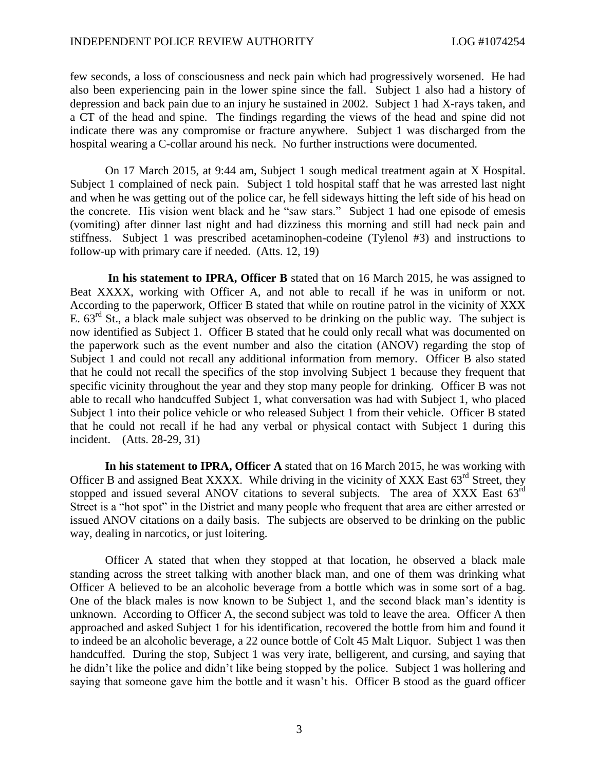few seconds, a loss of consciousness and neck pain which had progressively worsened. He had also been experiencing pain in the lower spine since the fall. Subject 1 also had a history of depression and back pain due to an injury he sustained in 2002. Subject 1 had X-rays taken, and a CT of the head and spine. The findings regarding the views of the head and spine did not indicate there was any compromise or fracture anywhere. Subject 1 was discharged from the hospital wearing a C-collar around his neck. No further instructions were documented.

On 17 March 2015, at 9:44 am, Subject 1 sough medical treatment again at X Hospital. Subject 1 complained of neck pain. Subject 1 told hospital staff that he was arrested last night and when he was getting out of the police car, he fell sideways hitting the left side of his head on the concrete. His vision went black and he "saw stars." Subject 1 had one episode of emesis (vomiting) after dinner last night and had dizziness this morning and still had neck pain and stiffness. Subject 1 was prescribed acetaminophen-codeine (Tylenol #3) and instructions to follow-up with primary care if needed. (Atts. 12, 19)

**In his statement to IPRA, Officer B** stated that on 16 March 2015, he was assigned to Beat XXXX, working with Officer A, and not able to recall if he was in uniform or not. According to the paperwork, Officer B stated that while on routine patrol in the vicinity of XXX E. 63rd St., a black male subject was observed to be drinking on the public way. The subject is now identified as Subject 1. Officer B stated that he could only recall what was documented on the paperwork such as the event number and also the citation (ANOV) regarding the stop of Subject 1 and could not recall any additional information from memory. Officer B also stated that he could not recall the specifics of the stop involving Subject 1 because they frequent that specific vicinity throughout the year and they stop many people for drinking. Officer B was not able to recall who handcuffed Subject 1, what conversation was had with Subject 1, who placed Subject 1 into their police vehicle or who released Subject 1 from their vehicle. Officer B stated that he could not recall if he had any verbal or physical contact with Subject 1 during this incident. (Atts. 28-29, 31)

**In his statement to IPRA, Officer A** stated that on 16 March 2015, he was working with Officer B and assigned Beat XXXX. While driving in the vicinity of XXX East 63rd Street, they stopped and issued several ANOV citations to several subjects. The area of XXX East 63rd Street is a "hot spot" in the District and many people who frequent that area are either arrested or issued ANOV citations on a daily basis. The subjects are observed to be drinking on the public way, dealing in narcotics, or just loitering.

Officer A stated that when they stopped at that location, he observed a black male standing across the street talking with another black man, and one of them was drinking what Officer A believed to be an alcoholic beverage from a bottle which was in some sort of a bag. One of the black males is now known to be Subject 1, and the second black man's identity is unknown. According to Officer A, the second subject was told to leave the area. Officer A then approached and asked Subject 1 for his identification, recovered the bottle from him and found it to indeed be an alcoholic beverage, a 22 ounce bottle of Colt 45 Malt Liquor. Subject 1 was then handcuffed. During the stop, Subject 1 was very irate, belligerent, and cursing, and saying that he didn't like the police and didn't like being stopped by the police. Subject 1 was hollering and saying that someone gave him the bottle and it wasn't his. Officer B stood as the guard officer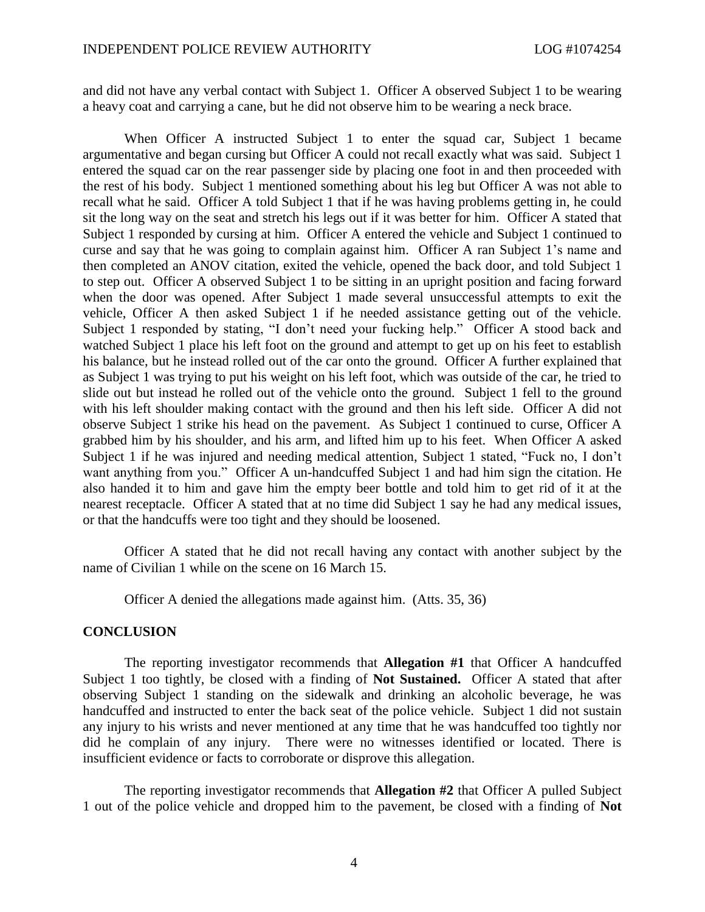and did not have any verbal contact with Subject 1. Officer A observed Subject 1 to be wearing a heavy coat and carrying a cane, but he did not observe him to be wearing a neck brace.

When Officer A instructed Subject 1 to enter the squad car, Subject 1 became argumentative and began cursing but Officer A could not recall exactly what was said. Subject 1 entered the squad car on the rear passenger side by placing one foot in and then proceeded with the rest of his body. Subject 1 mentioned something about his leg but Officer A was not able to recall what he said. Officer A told Subject 1 that if he was having problems getting in, he could sit the long way on the seat and stretch his legs out if it was better for him. Officer A stated that Subject 1 responded by cursing at him. Officer A entered the vehicle and Subject 1 continued to curse and say that he was going to complain against him. Officer A ran Subject 1's name and then completed an ANOV citation, exited the vehicle, opened the back door, and told Subject 1 to step out. Officer A observed Subject 1 to be sitting in an upright position and facing forward when the door was opened. After Subject 1 made several unsuccessful attempts to exit the vehicle, Officer A then asked Subject 1 if he needed assistance getting out of the vehicle. Subject 1 responded by stating, "I don't need your fucking help." Officer A stood back and watched Subject 1 place his left foot on the ground and attempt to get up on his feet to establish his balance, but he instead rolled out of the car onto the ground. Officer A further explained that as Subject 1 was trying to put his weight on his left foot, which was outside of the car, he tried to slide out but instead he rolled out of the vehicle onto the ground. Subject 1 fell to the ground with his left shoulder making contact with the ground and then his left side. Officer A did not observe Subject 1 strike his head on the pavement. As Subject 1 continued to curse, Officer A grabbed him by his shoulder, and his arm, and lifted him up to his feet. When Officer A asked Subject 1 if he was injured and needing medical attention, Subject 1 stated, "Fuck no, I don't want anything from you." Officer A un-handcuffed Subject 1 and had him sign the citation. He also handed it to him and gave him the empty beer bottle and told him to get rid of it at the nearest receptacle. Officer A stated that at no time did Subject 1 say he had any medical issues, or that the handcuffs were too tight and they should be loosened.

Officer A stated that he did not recall having any contact with another subject by the name of Civilian 1 while on the scene on 16 March 15.

Officer A denied the allegations made against him. (Atts. 35, 36)

## CONCLUSION

The reporting investigator recommends that **Allegation #1** that Officer A handcuffed Subject 1 too tightly, be closed with a finding of **Not Sustained.** Officer A stated that after observing Subject 1 standing on the sidewalk and drinking an alcoholic beverage, he was handcuffed and instructed to enter the back seat of the police vehicle. Subject 1 did not sustain any injury to his wrists and never mentioned at any time that he was handcuffed too tightly nor did he complain of any injury. There were no witnesses identified or located. There is insufficient evidence or facts to corroborate or disprove this allegation.

The reporting investigator recommends that **Allegation #2** that Officer A pulled Subject 1 out of the police vehicle and dropped him to the pavement, be closed with a finding of **Not**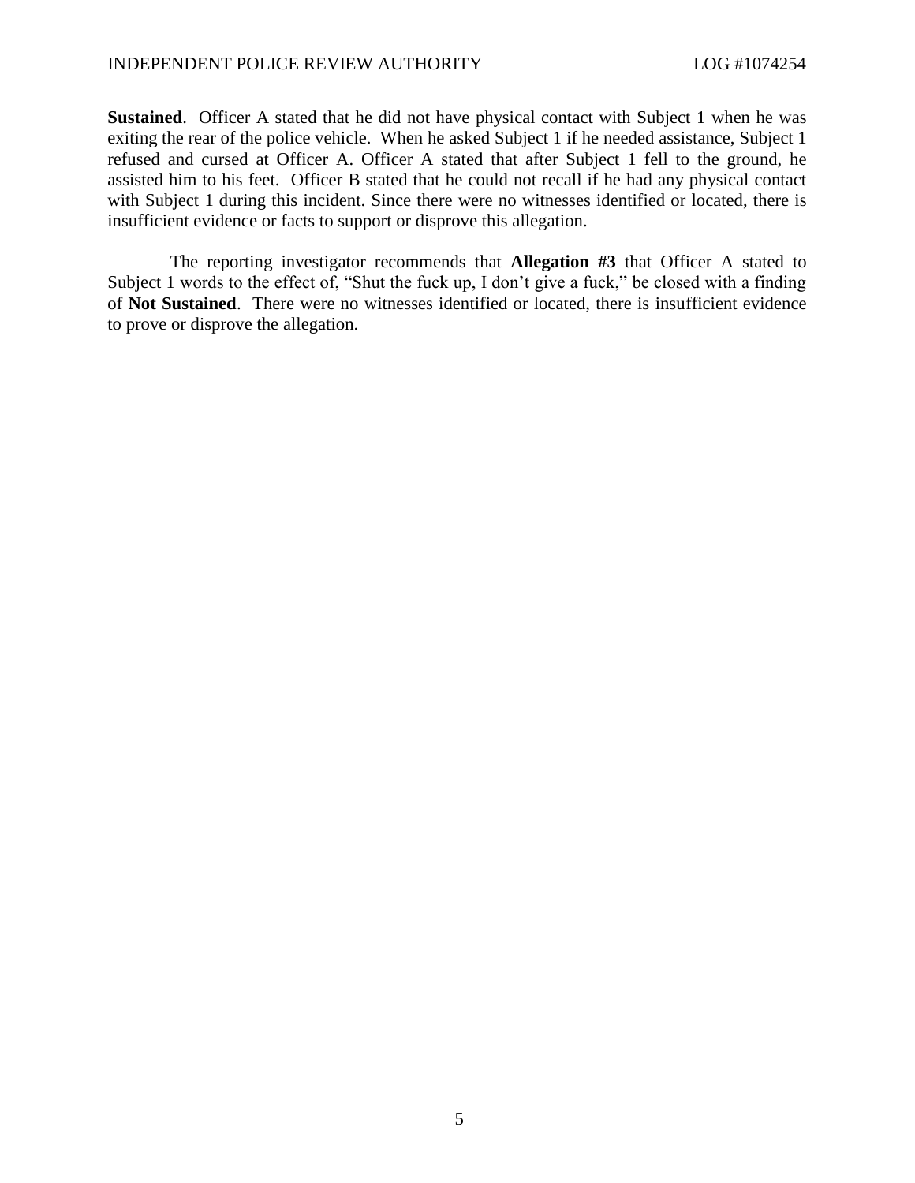**Sustained**. Officer A stated that he did not have physical contact with Subject 1 when he was exiting the rear of the police vehicle. When he asked Subject 1 if he needed assistance, Subject 1 refused and cursed at Officer A. Officer A stated that after Subject 1 fell to the ground, he assisted him to his feet. Officer B stated that he could not recall if he had any physical contact with Subject 1 during this incident. Since there were no witnesses identified or located, there is insufficient evidence or facts to support or disprove this allegation.

The reporting investigator recommends that **Allegation #3** that Officer A stated to Subject 1 words to the effect of, "Shut the fuck up, I don't give a fuck," be closed with a finding of **Not Sustained**. There were no witnesses identified or located, there is insufficient evidence to prove or disprove the allegation.